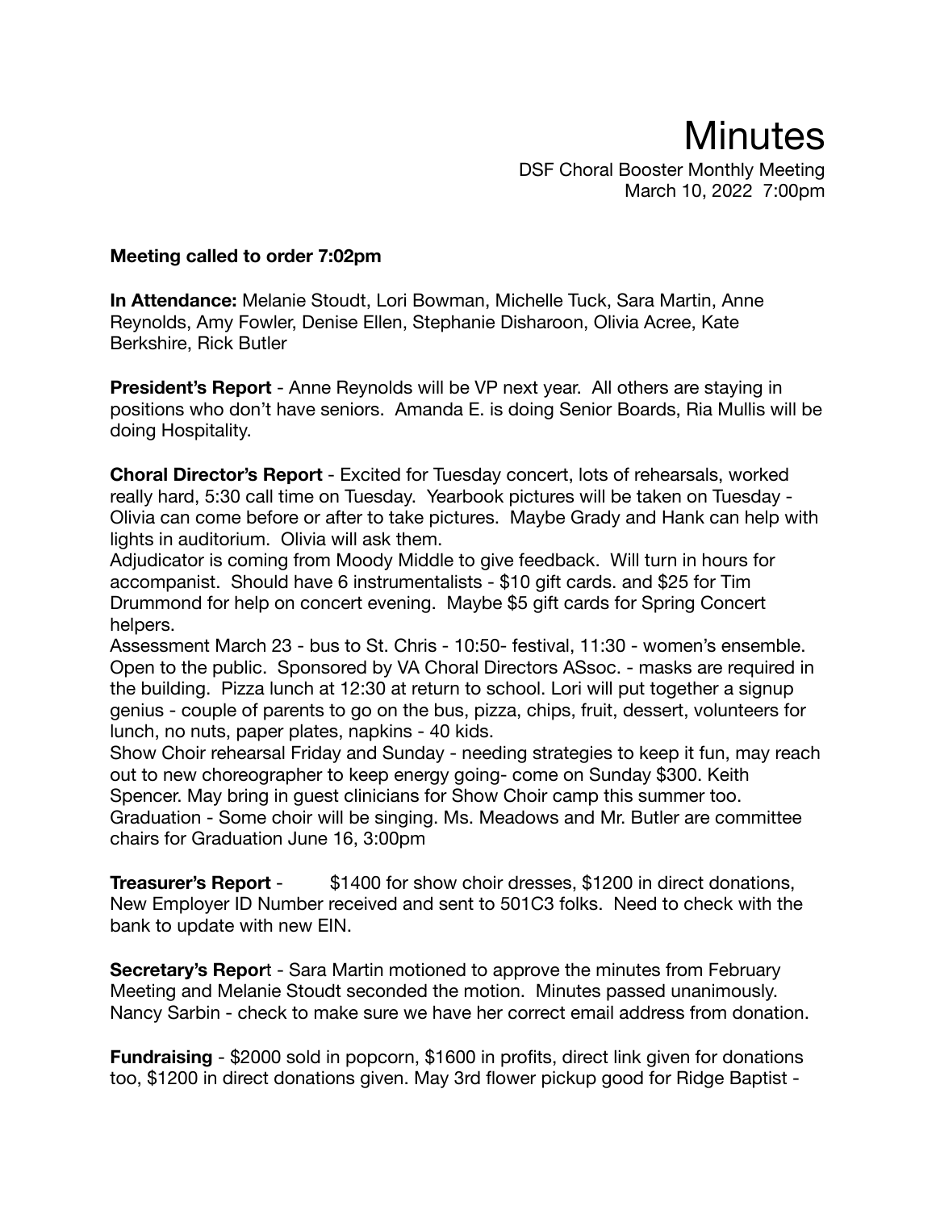# Minutes

DSF Choral Booster Monthly Meeting
March 10, 2022 7:00pm

**Meeting called to order 7:02pm**

**In Attendance:** Melanie Stoudt, Lori Bowman, Michelle Tuck, Sara Martin, Anne Reynolds, Amy Fowler, Denise Ellen, Stephanie Disharoon, Olivia Acree, Kate Berkshire, Rick Butler

**President's Report** - Anne Reynolds will be VP next year. All others are staying in positions who don't have seniors. Amanda E. is doing Senior Boards, Ria Mullis will be doing Hospitality.

**Choral Director's Report** - Excited for Tuesday concert, lots of rehearsals, worked really hard, 5:30 call time on Tuesday. Yearbook pictures will be taken on Tuesday - Olivia can come before or after to take pictures. Maybe Grady and Hank can help with lights in auditorium. Olivia will ask them.
Adjudicator is coming from Moody Middle to give feedback. Will turn in hours for accompanist. Should have 6 instrumentalists - $10 gift cards. and $25 for Tim Drummond for help on concert evening. Maybe $5 gift cards for Spring Concert helpers.
Assessment March 23 - bus to St. Chris - 10:50- festival, 11:30 - women's ensemble. Open to the public. Sponsored by VA Choral Directors ASsoc. - masks are required in the building. Pizza lunch at 12:30 at return to school. Lori will put together a signup genius - couple of parents to go on the bus, pizza, chips, fruit, dessert, volunteers for lunch, no nuts, paper plates, napkins - 40 kids.
Show Choir rehearsal Friday and Sunday - needing strategies to keep it fun, may reach out to new choreographer to keep energy going- come on Sunday $300. Keith Spencer. May bring in guest clinicians for Show Choir camp this summer too.
Graduation - Some choir will be singing. Ms. Meadows and Mr. Butler are committee chairs for Graduation June 16, 3:00pm

**Treasurer's Report** - $1400 for show choir dresses, $1200 in direct donations, New Employer ID Number received and sent to 501C3 folks. Need to check with the bank to update with new EIN.

**Secretary's Report** - Sara Martin motioned to approve the minutes from February Meeting and Melanie Stoudt seconded the motion. Minutes passed unanimously. Nancy Sarbin - check to make sure we have her correct email address from donation.

**Fundraising** - $2000 sold in popcorn, $1600 in profits, direct link given for donations too, $1200 in direct donations given. May 3rd flower pickup good for Ridge Baptist -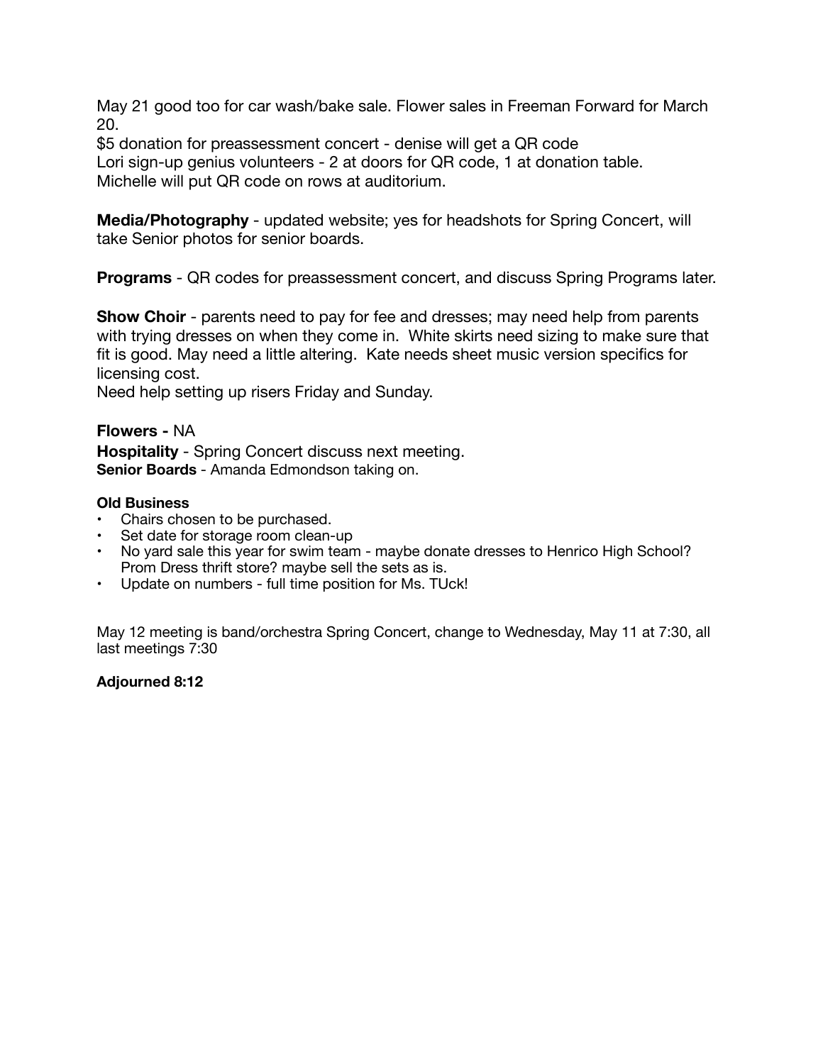May 21 good too for car wash/bake sale. Flower sales in Freeman Forward for March 20.
$5 donation for preassessment concert - denise will get a QR code
Lori sign-up genius volunteers - 2 at doors for QR code, 1 at donation table.
Michelle will put QR code on rows at auditorium.

**Media/Photography** - updated website; yes for headshots for Spring Concert, will take Senior photos for senior boards.

**Programs** - QR codes for preassessment concert, and discuss Spring Programs later.

**Show Choir** - parents need to pay for fee and dresses; may need help from parents with trying dresses on when they come in. White skirts need sizing to make sure that fit is good. May need a little altering. Kate needs sheet music version specifics for licensing cost.
Need help setting up risers Friday and Sunday.

**Flowers -** NA
**Hospitality** - Spring Concert discuss next meeting.
**Senior Boards** - Amanda Edmondson taking on.

**Old Business**

- Chairs chosen to be purchased.
- Set date for storage room clean-up
- No yard sale this year for swim team - maybe donate dresses to Henrico High School? Prom Dress thrift store? maybe sell the sets as is.
- Update on numbers - full time position for Ms. TUck!

May 12 meeting is band/orchestra Spring Concert, change to Wednesday, May 11 at 7:30, all last meetings 7:30

**Adjourned 8:12**